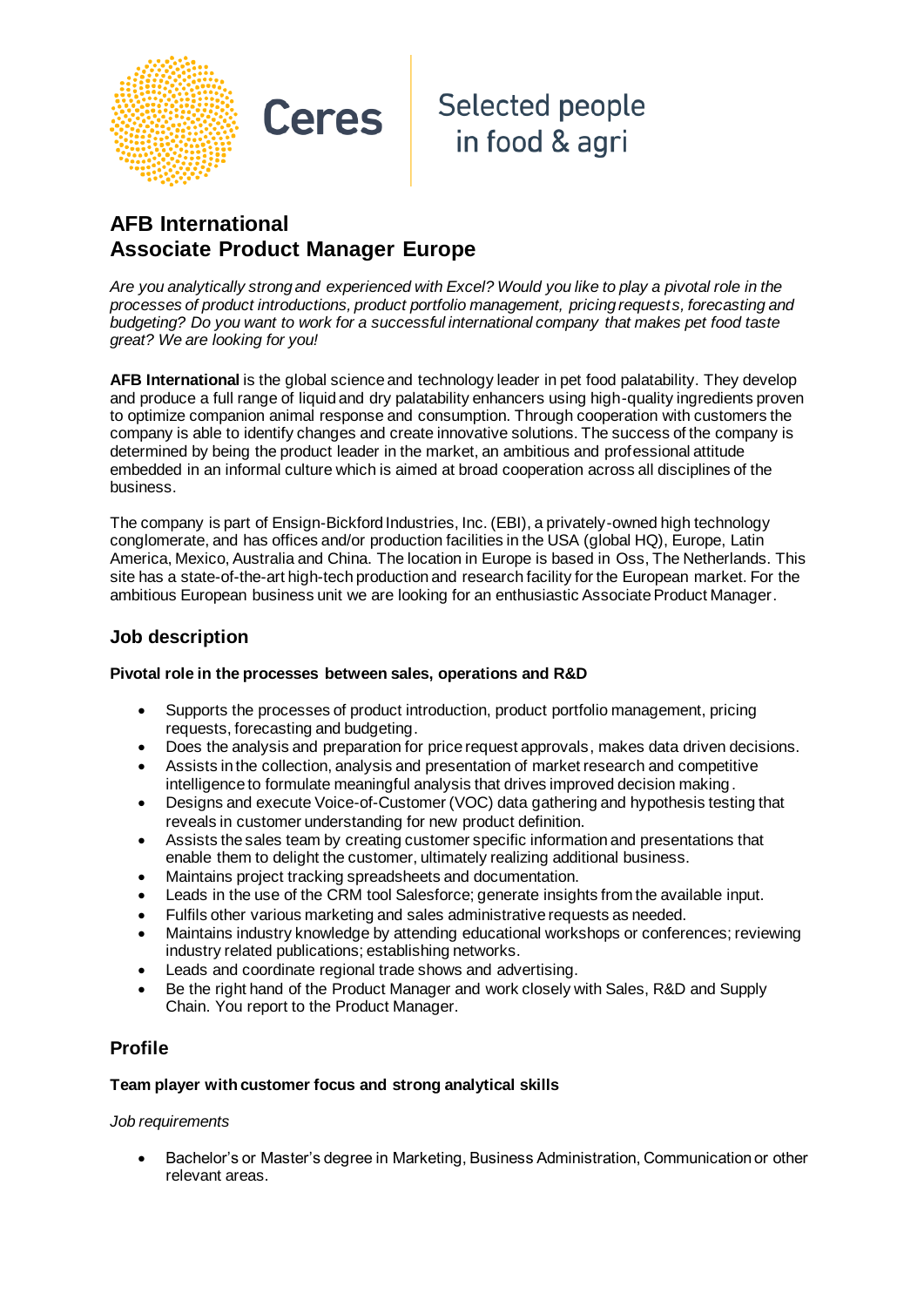Ceres

Selected people in food & agri

# AFB International
# Associate Product Manager Europe

*Are you analytically strong and experienced with Excel? Would you like to play a pivotal role in the processes of product introductions, product portfolio management, pricing requests, forecasting and budgeting? Do you want to work for a successful international company that makes pet food taste great? We are looking for you!*

**AFB International** is the global science and technology leader in pet food palatability. They develop and produce a full range of liquid and dry palatability enhancers using high-quality ingredients proven to optimize companion animal response and consumption. Through cooperation with customers the company is able to identify changes and create innovative solutions. The success of the company is determined by being the product leader in the market, an ambitious and professional attitude embedded in an informal culture which is aimed at broad cooperation across all disciplines of the business.

The company is part of Ensign-Bickford Industries, Inc. (EBI), a privately-owned high technology conglomerate, and has offices and/or production facilities in the USA (global HQ), Europe, Latin America, Mexico, Australia and China. The location in Europe is based in Oss, The Netherlands. This site has a state-of-the-art high-tech production and research facility for the European market. For the ambitious European business unit we are looking for an enthusiastic Associate Product Manager.

## Job description

**Pivotal role in the processes between sales, operations and R&D**

- Supports the processes of product introduction, product portfolio management, pricing requests, forecasting and budgeting.
- Does the analysis and preparation for price request approvals, makes data driven decisions.
- Assists in the collection, analysis and presentation of market research and competitive intelligence to formulate meaningful analysis that drives improved decision making.
- Designs and execute Voice-of-Customer (VOC) data gathering and hypothesis testing that reveals in customer understanding for new product definition.
- Assists the sales team by creating customer specific information and presentations that enable them to delight the customer, ultimately realizing additional business.
- Maintains project tracking spreadsheets and documentation.
- Leads in the use of the CRM tool Salesforce; generate insights from the available input.
- Fulfils other various marketing and sales administrative requests as needed.
- Maintains industry knowledge by attending educational workshops or conferences; reviewing industry related publications; establishing networks.
- Leads and coordinate regional trade shows and advertising.
- Be the right hand of the Product Manager and work closely with Sales, R&D and Supply Chain. You report to the Product Manager.

## Profile

**Team player with customer focus and strong analytical skills**

*Job requirements*

- Bachelor's or Master's degree in Marketing, Business Administration, Communication or other relevant areas.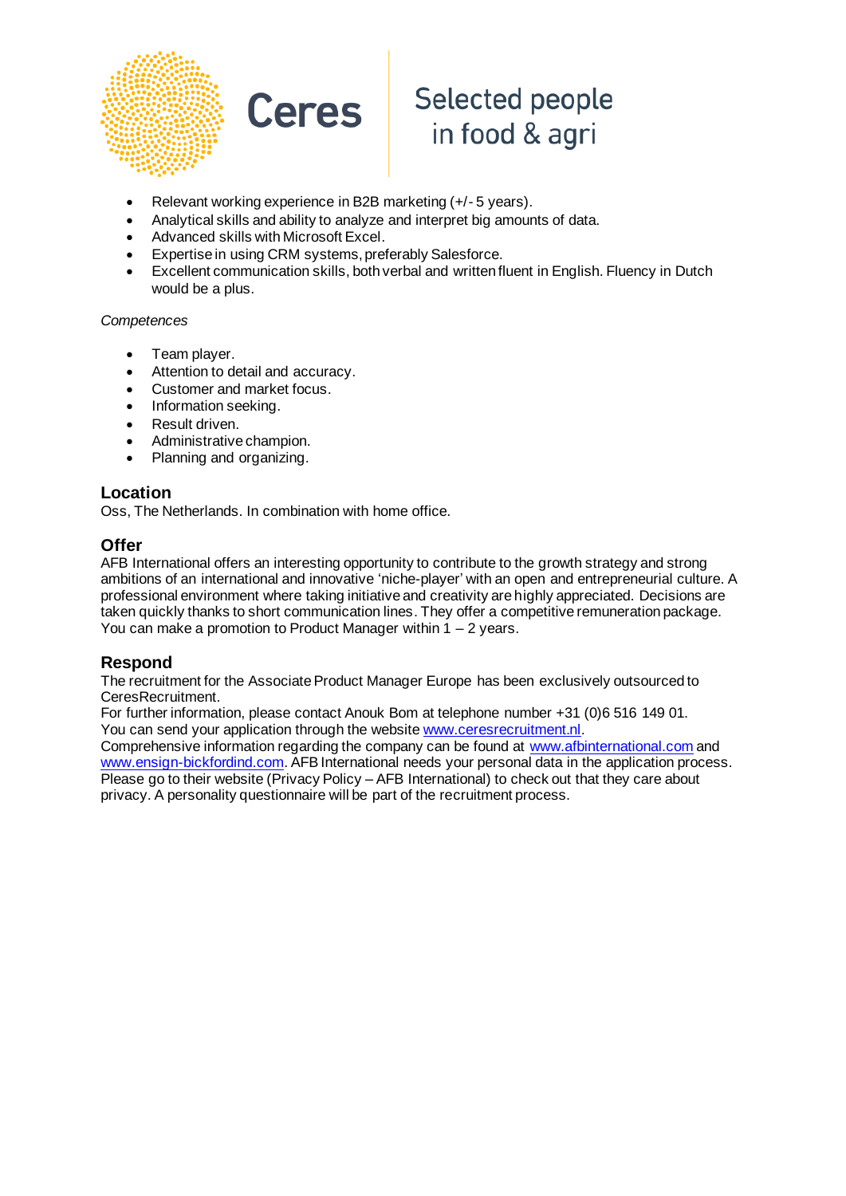- Relevant working experience in B2B marketing (+/- 5 years).
- Analytical skills and ability to analyze and interpret big amounts of data.
- Advanced skills with Microsoft Excel.
- Expertise in using CRM systems, preferably Salesforce.
- Excellent communication skills, both verbal and written fluent in English. Fluency in Dutch would be a plus.

*Competences*

- Team player.
- Attention to detail and accuracy.
- Customer and market focus.
- Information seeking.
- Result driven.
- Administrative champion.
- Planning and organizing.

## Location

Oss, The Netherlands. In combination with home office.

## Offer

AFB International offers an interesting opportunity to contribute to the growth strategy and strong ambitions of an international and innovative 'niche-player' with an open and entrepreneurial culture. A professional environment where taking initiative and creativity are highly appreciated. Decisions are taken quickly thanks to short communication lines. They offer a competitive remuneration package. You can make a promotion to Product Manager within 1 – 2 years.

## Respond

The recruitment for the Associate Product Manager Europe has been exclusively outsourced to CeresRecruitment.
For further information, please contact Anouk Bom at telephone number +31 (0)6 516 149 01.
You can send your application through the website www.ceresrecruitment.nl.
Comprehensive information regarding the company can be found at www.afbinternational.com and www.ensign-bickfordind.com. AFB International needs your personal data in the application process. Please go to their website (Privacy Policy – AFB International) to check out that they care about privacy. A personality questionnaire will be part of the recruitment process.